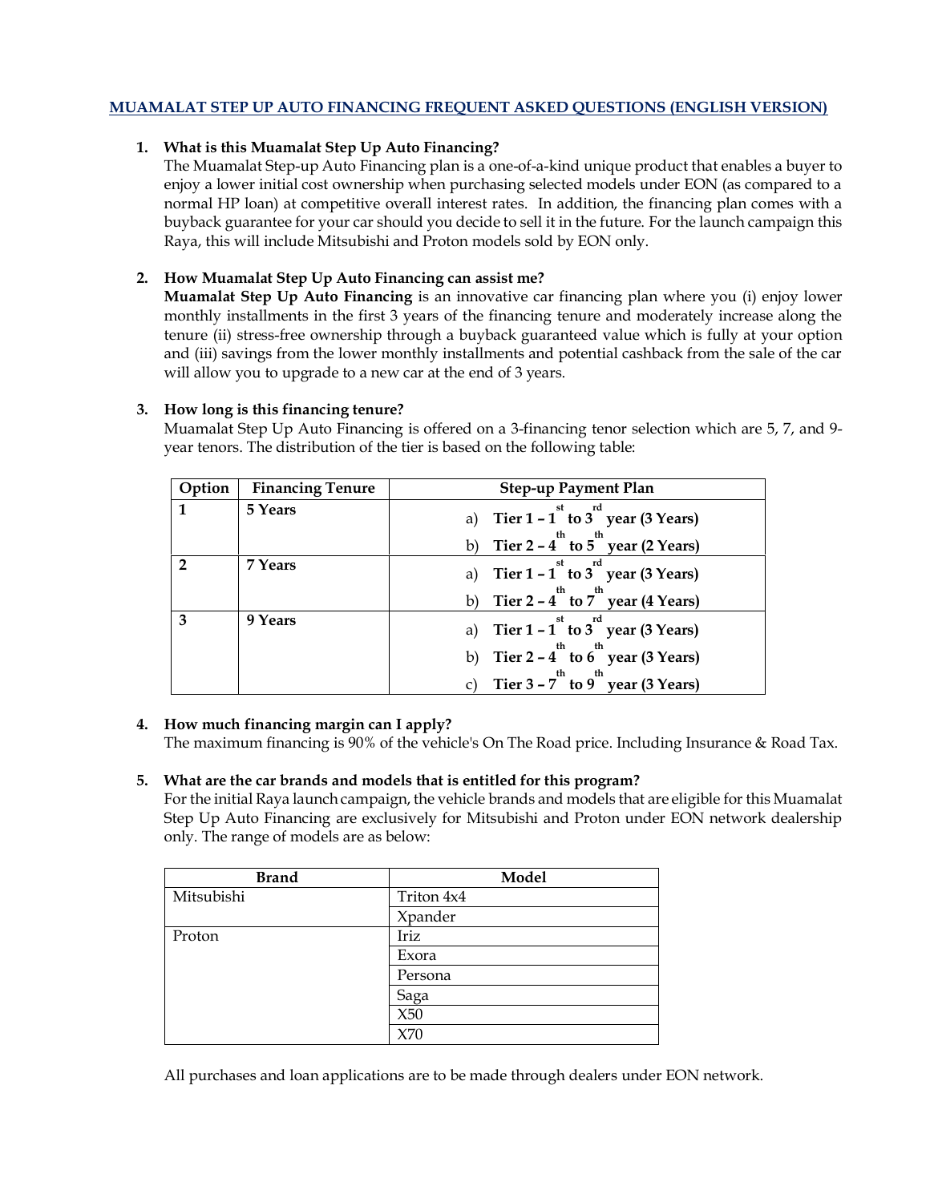## MUAMALAT STEP UP AUTO FINANCING FREQUENT ASKED QUESTIONS (ENGLISH VERSION)

1. **What is this Muamalat Step Up Auto Financing?**
   The Muamalat Step-up Auto Financing plan is a one-of-a-kind unique product that enables a buyer to enjoy a lower initial cost ownership when purchasing selected models under EON (as compared to a normal HP loan) at competitive overall interest rates. In addition, the financing plan comes with a buyback guarantee for your car should you decide to sell it in the future. For the launch campaign this Raya, this will include Mitsubishi and Proton models sold by EON only.

2. **How Muamalat Step Up Auto Financing can assist me?**
   **Muamalat Step Up Auto Financing** is an innovative car financing plan where you (i) enjoy lower monthly installments in the first 3 years of the financing tenure and moderately increase along the tenure (ii) stress-free ownership through a buyback guaranteed value which is fully at your option and (iii) savings from the lower monthly installments and potential cashback from the sale of the car will allow you to upgrade to a new car at the end of 3 years.

3. **How long is this financing tenure?**
   Muamalat Step Up Auto Financing is offered on a 3-financing tenor selection which are 5, 7, and 9-year tenors. The distribution of the tier is based on the following table:

| Option | Financing Tenure | Step-up Payment Plan |
|---|---|---|
| 1 | 5 Years | a) **Tier 1 – 1st to 3rd year (3 Years)**<br>b) **Tier 2 – 4th to 5th year (2 Years)** |
| 2 | 7 Years | a) **Tier 1 – 1st to 3rd year (3 Years)**<br>b) **Tier 2 – 4th to 7th year (4 Years)** |
| 3 | 9 Years | a) **Tier 1 – 1st to 3rd year (3 Years)**<br>b) **Tier 2 – 4th to 6th year (3 Years)**<br>c) **Tier 3 – 7th to 9th year (3 Years)** |

4. **How much financing margin can I apply?**
   The maximum financing is 90% of the vehicle's On The Road price. Including Insurance & Road Tax.

5. **What are the car brands and models that is entitled for this program?**
   For the initial Raya launch campaign, the vehicle brands and models that are eligible for this Muamalat Step Up Auto Financing are exclusively for Mitsubishi and Proton under EON network dealership only. The range of models are as below:

| Brand | Model |
|---|---|
| Mitsubishi | Triton 4x4 |
| | Xpander |
| Proton | Iriz |
| | Exora |
| | Persona |
| | Saga |
| | X50 |
| | X70 |

   All purchases and loan applications are to be made through dealers under EON network.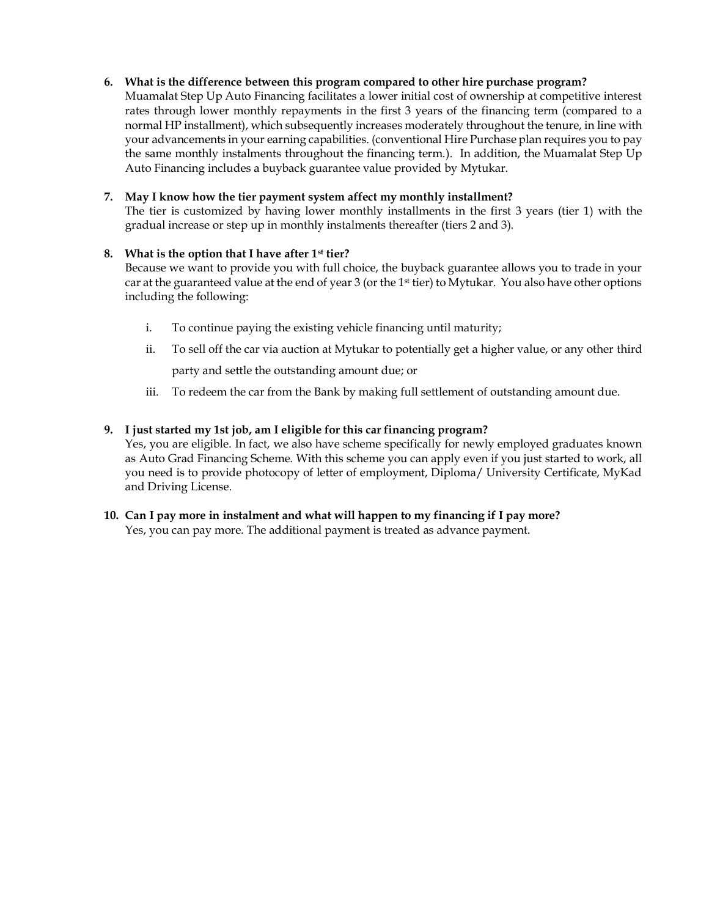**6. What is the difference between this program compared to other hire purchase program?**

Muamalat Step Up Auto Financing facilitates a lower initial cost of ownership at competitive interest rates through lower monthly repayments in the first 3 years of the financing term (compared to a normal HP installment), which subsequently increases moderately throughout the tenure, in line with your advancements in your earning capabilities. (conventional Hire Purchase plan requires you to pay the same monthly instalments throughout the financing term.). In addition, the Muamalat Step Up Auto Financing includes a buyback guarantee value provided by Mytukar.

**7. May I know how the tier payment system affect my monthly installment?**

The tier is customized by having lower monthly installments in the first 3 years (tier 1) with the gradual increase or step up in monthly instalments thereafter (tiers 2 and 3).

**8. What is the option that I have after 1st tier?**

Because we want to provide you with full choice, the buyback guarantee allows you to trade in your car at the guaranteed value at the end of year 3 (or the 1st tier) to Mytukar. You also have other options including the following:

i. To continue paying the existing vehicle financing until maturity;

ii. To sell off the car via auction at Mytukar to potentially get a higher value, or any other third party and settle the outstanding amount due; or

iii. To redeem the car from the Bank by making full settlement of outstanding amount due.

**9. I just started my 1st job, am I eligible for this car financing program?**

Yes, you are eligible. In fact, we also have scheme specifically for newly employed graduates known as Auto Grad Financing Scheme. With this scheme you can apply even if you just started to work, all you need is to provide photocopy of letter of employment, Diploma/ University Certificate, MyKad and Driving License.

**10. Can I pay more in instalment and what will happen to my financing if I pay more?**

Yes, you can pay more. The additional payment is treated as advance payment.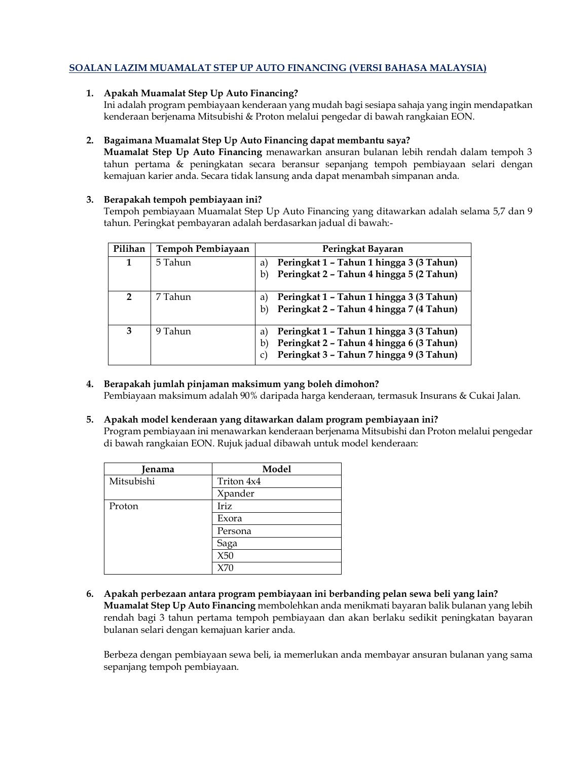## SOALAN LAZIM MUAMALAT STEP UP AUTO FINANCING (VERSI BAHASA MALAYSIA)

1. **Apakah Muamalat Step Up Auto Financing?**
   Ini adalah program pembiayaan kenderaan yang mudah bagi sesiapa sahaja yang ingin mendapatkan kenderaan berjenama Mitsubishi & Proton melalui pengedar di bawah rangkaian EON.

2. **Bagaimana Muamalat Step Up Auto Financing dapat membantu saya?**
   **Muamalat Step Up Auto Financing** menawarkan ansuran bulanan lebih rendah dalam tempoh 3 tahun pertama & peningkatan secara beransur sepanjang tempoh pembiayaan selari dengan kemajuan karier anda. Secara tidak lansung anda dapat menambah simpanan anda.

3. **Berapakah tempoh pembiayaan ini?**
   Tempoh pembiayaan Muamalat Step Up Auto Financing yang ditawarkan adalah selama 5,7 dan 9 tahun. Peringkat pembayaran adalah berdasarkan jadual di bawah:-

| Pilihan | Tempoh Pembiayaan | Peringkat Bayaran |
|---|---|---|
| **1** | 5 Tahun | a) **Peringkat 1 – Tahun 1 hingga 3 (3 Tahun)**<br>b) **Peringkat 2 – Tahun 4 hingga 5 (2 Tahun)** |
| **2** | 7 Tahun | a) **Peringkat 1 – Tahun 1 hingga 3 (3 Tahun)**<br>b) **Peringkat 2 – Tahun 4 hingga 7 (4 Tahun)** |
| **3** | 9 Tahun | a) **Peringkat 1 – Tahun 1 hingga 3 (3 Tahun)**<br>b) **Peringkat 2 – Tahun 4 hingga 6 (3 Tahun)**<br>c) **Peringkat 3 – Tahun 7 hingga 9 (3 Tahun)** |

4. **Berapakah jumlah pinjaman maksimum yang boleh dimohon?**
   Pembiayaan maksimum adalah 90% daripada harga kenderaan, termasuk Insurans & Cukai Jalan.

5. **Apakah model kenderaan yang ditawarkan dalam program pembiayaan ini?**
   Program pembiayaan ini menawarkan kenderaan berjenama Mitsubishi dan Proton melalui pengedar di bawah rangkaian EON. Rujuk jadual dibawah untuk model kenderaan:

| Jenama | Model |
|---|---|
| Mitsubishi | Triton 4x4 |
| | Xpander |
| Proton | Iriz |
| | Exora |
| | Persona |
| | Saga |
| | X50 |
| | X70 |

6. **Apakah perbezaan antara program pembiayaan ini berbanding pelan sewa beli yang lain?**
   **Muamalat Step Up Auto Financing** membolehkan anda menikmati bayaran balik bulanan yang lebih rendah bagi 3 tahun pertama tempoh pembiayaan dan akan berlaku sedikit peningkatan bayaran bulanan selari dengan kemajuan karier anda.

   Berbeza dengan pembiayaan sewa beli, ia memerlukan anda membayar ansuran bulanan yang sama sepanjang tempoh pembiayaan.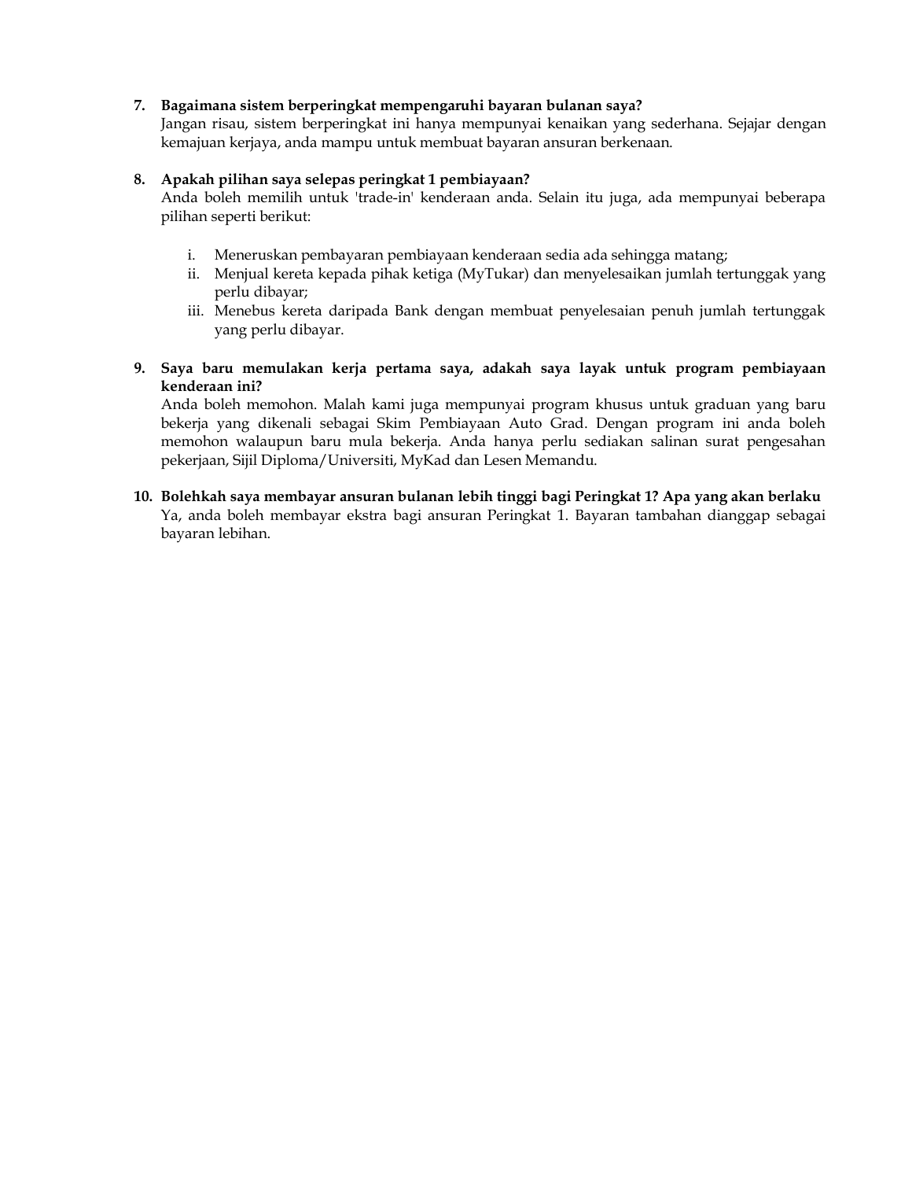7. **Bagaimana sistem berperingkat mempengaruhi bayaran bulanan saya?**
   Jangan risau, sistem berperingkat ini hanya mempunyai kenaikan yang sederhana. Sejajar dengan kemajuan kerjaya, anda mampu untuk membuat bayaran ansuran berkenaan.

8. **Apakah pilihan saya selepas peringkat 1 pembiayaan?**
   Anda boleh memilih untuk 'trade-in' kenderaan anda. Selain itu juga, ada mempunyai beberapa pilihan seperti berikut:

   i. Meneruskan pembayaran pembiayaan kenderaan sedia ada sehingga matang;
   ii. Menjual kereta kepada pihak ketiga (MyTukar) dan menyelesaikan jumlah tertunggak yang perlu dibayar;
   iii. Menebus kereta daripada Bank dengan membuat penyelesaian penuh jumlah tertunggak yang perlu dibayar.

9. **Saya baru memulakan kerja pertama saya, adakah saya layak untuk program pembiayaan kenderaan ini?**
   Anda boleh memohon. Malah kami juga mempunyai program khusus untuk graduan yang baru bekerja yang dikenali sebagai Skim Pembiayaan Auto Grad. Dengan program ini anda boleh memohon walaupun baru mula bekerja. Anda hanya perlu sediakan salinan surat pengesahan pekerjaan, Sijil Diploma/Universiti, MyKad dan Lesen Memandu.

10. **Bolehkah saya membayar ansuran bulanan lebih tinggi bagi Peringkat 1? Apa yang akan berlaku**
    Ya, anda boleh membayar ekstra bagi ansuran Peringkat 1. Bayaran tambahan dianggap sebagai bayaran lebihan.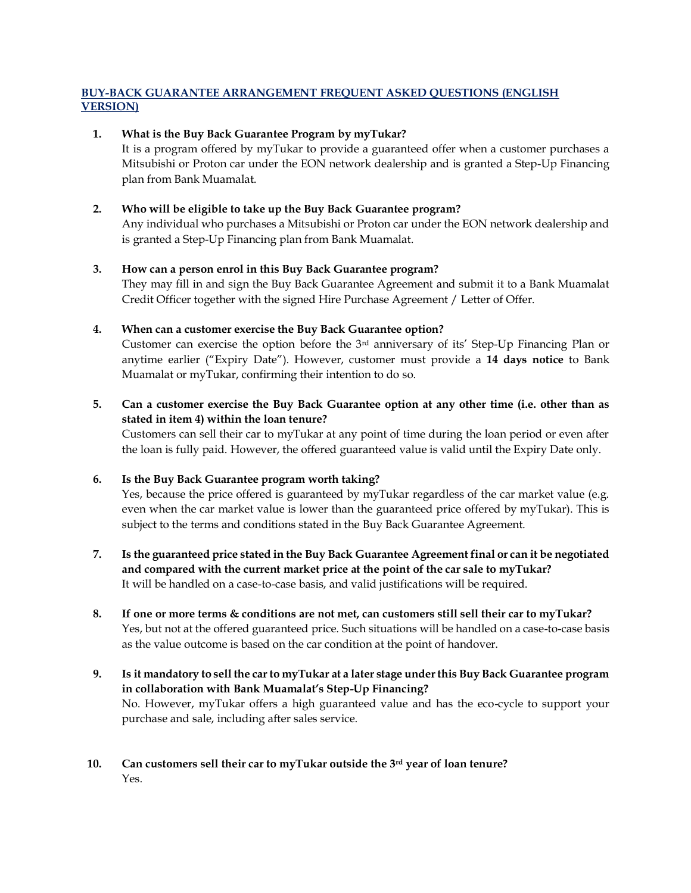## BUY-BACK GUARANTEE ARRANGEMENT FREQUENT ASKED QUESTIONS (ENGLISH VERSION)

1. **What is the Buy Back Guarantee Program by myTukar?**
   It is a program offered by myTukar to provide a guaranteed offer when a customer purchases a Mitsubishi or Proton car under the EON network dealership and is granted a Step-Up Financing plan from Bank Muamalat.

2. **Who will be eligible to take up the Buy Back Guarantee program?**
   Any individual who purchases a Mitsubishi or Proton car under the EON network dealership and is granted a Step-Up Financing plan from Bank Muamalat.

3. **How can a person enrol in this Buy Back Guarantee program?**
   They may fill in and sign the Buy Back Guarantee Agreement and submit it to a Bank Muamalat Credit Officer together with the signed Hire Purchase Agreement / Letter of Offer.

4. **When can a customer exercise the Buy Back Guarantee option?**
   Customer can exercise the option before the 3rd anniversary of its' Step-Up Financing Plan or anytime earlier ("Expiry Date"). However, customer must provide a **14 days notice** to Bank Muamalat or myTukar, confirming their intention to do so.

5. **Can a customer exercise the Buy Back Guarantee option at any other time (i.e. other than as stated in item 4) within the loan tenure?**
   Customers can sell their car to myTukar at any point of time during the loan period or even after the loan is fully paid. However, the offered guaranteed value is valid until the Expiry Date only.

6. **Is the Buy Back Guarantee program worth taking?**
   Yes, because the price offered is guaranteed by myTukar regardless of the car market value (e.g. even when the car market value is lower than the guaranteed price offered by myTukar). This is subject to the terms and conditions stated in the Buy Back Guarantee Agreement.

7. **Is the guaranteed price stated in the Buy Back Guarantee Agreement final or can it be negotiated and compared with the current market price at the point of the car sale to myTukar?**
   It will be handled on a case-to-case basis, and valid justifications will be required.

8. **If one or more terms & conditions are not met, can customers still sell their car to myTukar?**
   Yes, but not at the offered guaranteed price. Such situations will be handled on a case-to-case basis as the value outcome is based on the car condition at the point of handover.

9. **Is it mandatory to sell the car to myTukar at a later stage under this Buy Back Guarantee program in collaboration with Bank Muamalat's Step-Up Financing?**
   No. However, myTukar offers a high guaranteed value and has the eco-cycle to support your purchase and sale, including after sales service.

10. **Can customers sell their car to myTukar outside the 3rd year of loan tenure?**
    Yes.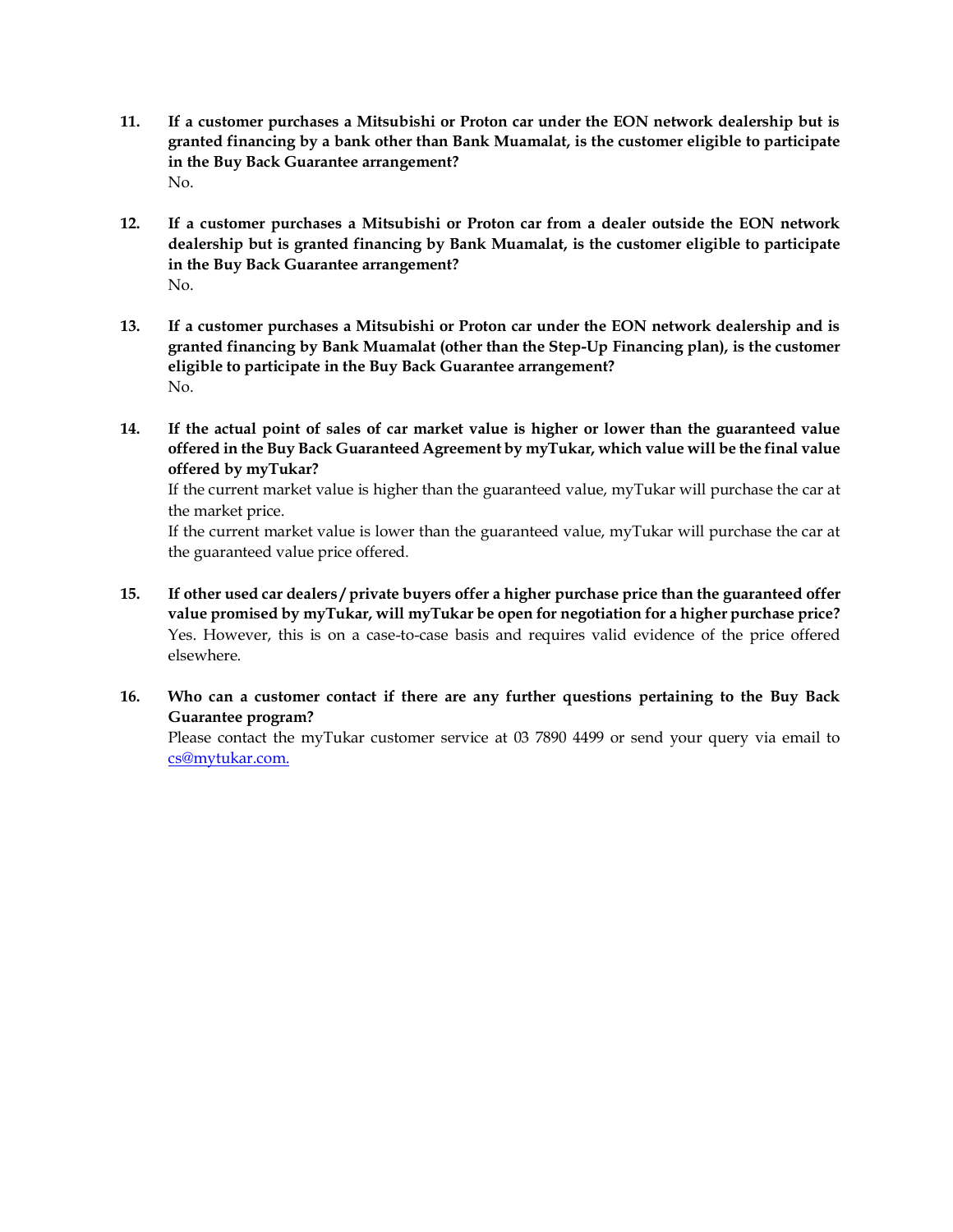11. **If a customer purchases a Mitsubishi or Proton car under the EON network dealership but is granted financing by a bank other than Bank Muamalat, is the customer eligible to participate in the Buy Back Guarantee arrangement?**
    No.

12. **If a customer purchases a Mitsubishi or Proton car from a dealer outside the EON network dealership but is granted financing by Bank Muamalat, is the customer eligible to participate in the Buy Back Guarantee arrangement?**
    No.

13. **If a customer purchases a Mitsubishi or Proton car under the EON network dealership and is granted financing by Bank Muamalat (other than the Step-Up Financing plan), is the customer eligible to participate in the Buy Back Guarantee arrangement?**
    No.

14. **If the actual point of sales of car market value is higher or lower than the guaranteed value offered in the Buy Back Guaranteed Agreement by myTukar, which value will be the final value offered by myTukar?**
    If the current market value is higher than the guaranteed value, myTukar will purchase the car at the market price.
    If the current market value is lower than the guaranteed value, myTukar will purchase the car at the guaranteed value price offered.

15. **If other used car dealers / private buyers offer a higher purchase price than the guaranteed offer value promised by myTukar, will myTukar be open for negotiation for a higher purchase price?**
    Yes. However, this is on a case-to-case basis and requires valid evidence of the price offered elsewhere.

16. **Who can a customer contact if there are any further questions pertaining to the Buy Back Guarantee program?**
    Please contact the myTukar customer service at 03 7890 4499 or send your query via email to cs@mytukar.com.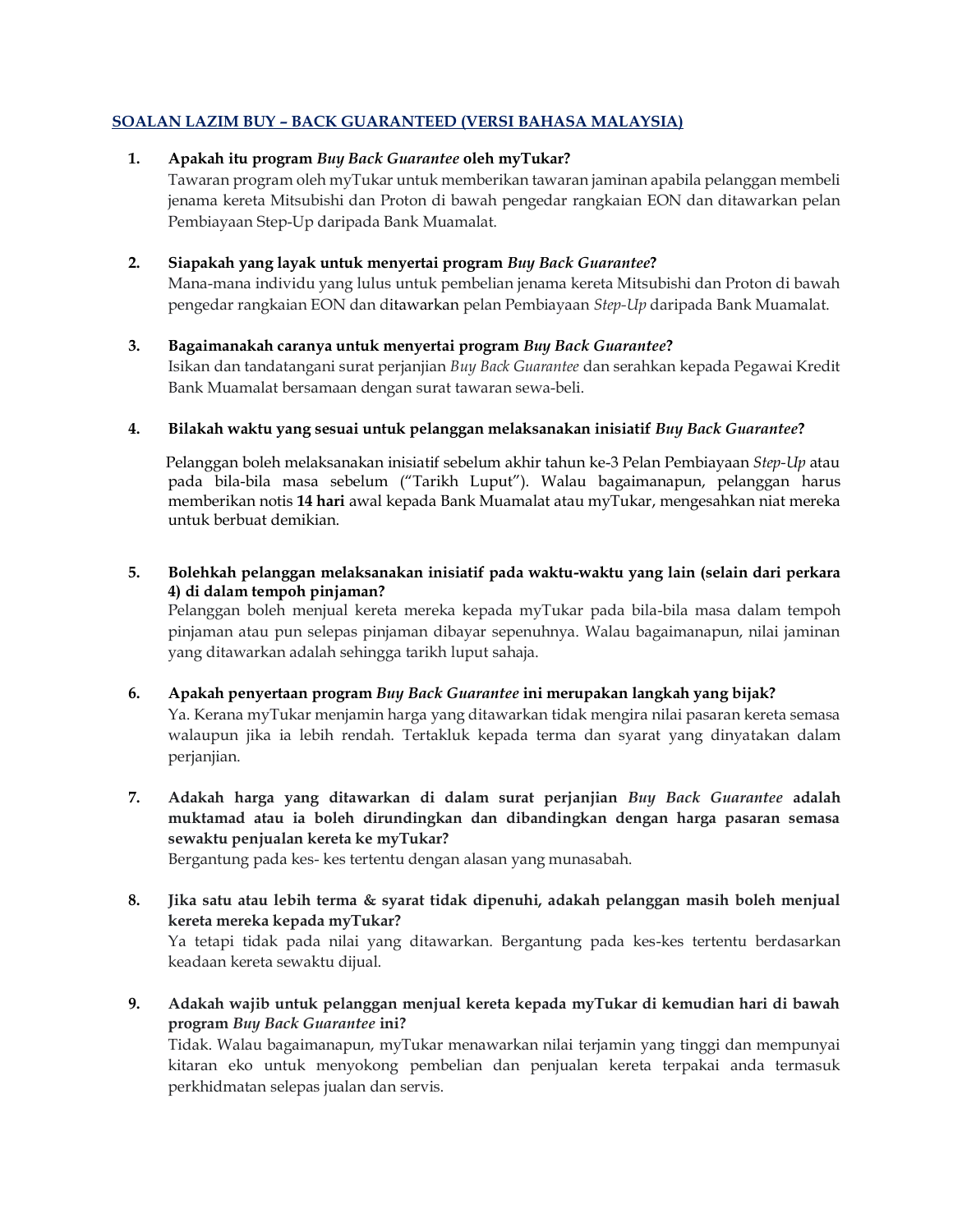## SOALAN LAZIM BUY – BACK GUARANTEED (VERSI BAHASA MALAYSIA)

1. **Apakah itu program *Buy Back Guarantee* oleh myTukar?**
   Tawaran program oleh myTukar untuk memberikan tawaran jaminan apabila pelanggan membeli jenama kereta Mitsubishi dan Proton di bawah pengedar rangkaian EON dan ditawarkan pelan Pembiayaan Step-Up daripada Bank Muamalat.

2. **Siapakah yang layak untuk menyertai program *Buy Back Guarantee*?**
   Mana-mana individu yang lulus untuk pembelian jenama kereta Mitsubishi dan Proton di bawah pengedar rangkaian EON dan ditawarkan pelan Pembiayaan *Step-Up* daripada Bank Muamalat.

3. **Bagaimanakah caranya untuk menyertai program *Buy Back Guarantee*?**
   Isikan dan tandatangani surat perjanjian *Buy Back Guarantee* dan serahkan kepada Pegawai Kredit Bank Muamalat bersamaan dengan surat tawaran sewa-beli.

4. **Bilakah waktu yang sesuai untuk pelanggan melaksanakan inisiatif *Buy Back Guarantee*?**

   Pelanggan boleh melaksanakan inisiatif sebelum akhir tahun ke-3 Pelan Pembiayaan *Step-Up* atau pada bila-bila masa sebelum ("Tarikh Luput"). Walau bagaimanapun, pelanggan harus memberikan notis **14 hari** awal kepada Bank Muamalat atau myTukar, mengesahkan niat mereka untuk berbuat demikian.

5. **Bolehkah pelanggan melaksanakan inisiatif pada waktu-waktu yang lain (selain dari perkara 4) di dalam tempoh pinjaman?**
   Pelanggan boleh menjual kereta mereka kepada myTukar pada bila-bila masa dalam tempoh pinjaman atau pun selepas pinjaman dibayar sepenuhnya. Walau bagaimanapun, nilai jaminan yang ditawarkan adalah sehingga tarikh luput sahaja.

6. **Apakah penyertaan program *Buy Back Guarantee* ini merupakan langkah yang bijak?**
   Ya. Kerana myTukar menjamin harga yang ditawarkan tidak mengira nilai pasaran kereta semasa walaupun jika ia lebih rendah. Tertakluk kepada terma dan syarat yang dinyatakan dalam perjanjian.

7. **Adakah harga yang ditawarkan di dalam surat perjanjian *Buy Back Guarantee* adalah muktamad atau ia boleh dirundingkan dan dibandingkan dengan harga pasaran semasa sewaktu penjualan kereta ke myTukar?**
   Bergantung pada kes- kes tertentu dengan alasan yang munasabah.

8. **Jika satu atau lebih terma & syarat tidak dipenuhi, adakah pelanggan masih boleh menjual kereta mereka kepada myTukar?**
   Ya tetapi tidak pada nilai yang ditawarkan. Bergantung pada kes-kes tertentu berdasarkan keadaan kereta sewaktu dijual.

9. **Adakah wajib untuk pelanggan menjual kereta kepada myTukar di kemudian hari di bawah program *Buy Back Guarantee* ini?**
   Tidak. Walau bagaimanapun, myTukar menawarkan nilai terjamin yang tinggi dan mempunyai kitaran eko untuk menyokong pembelian dan penjualan kereta terpakai anda termasuk perkhidmatan selepas jualan dan servis.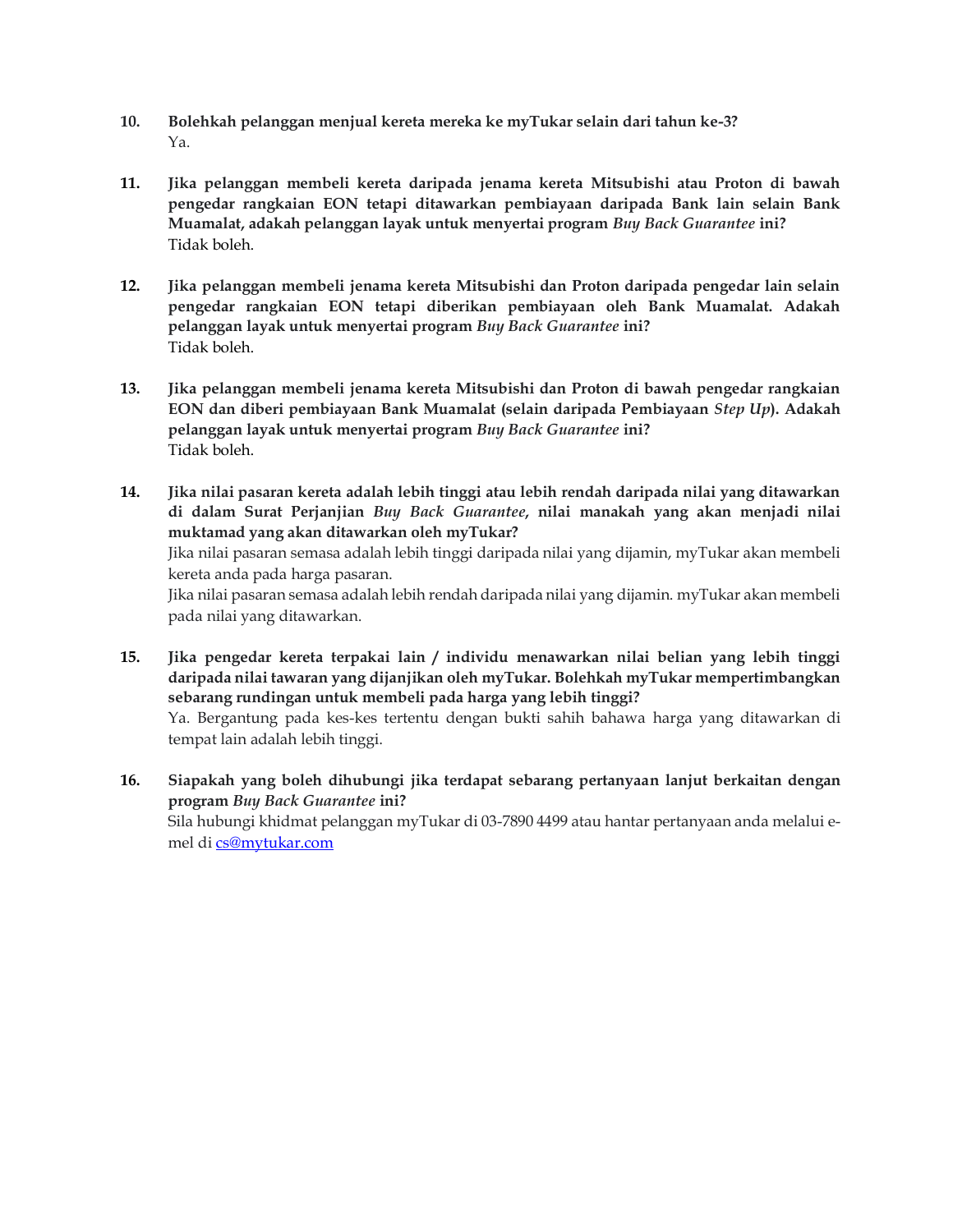10. **Bolehkah pelanggan menjual kereta mereka ke myTukar selain dari tahun ke-3?**
    Ya.

11. **Jika pelanggan membeli kereta daripada jenama kereta Mitsubishi atau Proton di bawah pengedar rangkaian EON tetapi ditawarkan pembiayaan daripada Bank lain selain Bank Muamalat, adakah pelanggan layak untuk menyertai program *Buy Back Guarantee* ini?**
    Tidak boleh.

12. **Jika pelanggan membeli jenama kereta Mitsubishi dan Proton daripada pengedar lain selain pengedar rangkaian EON tetapi diberikan pembiayaan oleh Bank Muamalat. Adakah pelanggan layak untuk menyertai program *Buy Back Guarantee* ini?**
    Tidak boleh.

13. **Jika pelanggan membeli jenama kereta Mitsubishi dan Proton di bawah pengedar rangkaian EON dan diberi pembiayaan Bank Muamalat (selain daripada Pembiayaan *Step Up*). Adakah pelanggan layak untuk menyertai program *Buy Back Guarantee* ini?**
    Tidak boleh.

14. **Jika nilai pasaran kereta adalah lebih tinggi atau lebih rendah daripada nilai yang ditawarkan di dalam Surat Perjanjian *Buy Back Guarantee*, nilai manakah yang akan menjadi nilai muktamad yang akan ditawarkan oleh myTukar?**
    Jika nilai pasaran semasa adalah lebih tinggi daripada nilai yang dijamin, myTukar akan membeli kereta anda pada harga pasaran.
    Jika nilai pasaran semasa adalah lebih rendah daripada nilai yang dijamin. myTukar akan membeli pada nilai yang ditawarkan.

15. **Jika pengedar kereta terpakai lain / individu menawarkan nilai belian yang lebih tinggi daripada nilai tawaran yang dijanjikan oleh myTukar. Bolehkah myTukar mempertimbangkan sebarang rundingan untuk membeli pada harga yang lebih tinggi?**
    Ya. Bergantung pada kes-kes tertentu dengan bukti sahih bahawa harga yang ditawarkan di tempat lain adalah lebih tinggi.

16. **Siapakah yang boleh dihubungi jika terdapat sebarang pertanyaan lanjut berkaitan dengan program *Buy Back Guarantee* ini?**
    Sila hubungi khidmat pelanggan myTukar di 03-7890 4499 atau hantar pertanyaan anda melalui e-mel di cs@mytukar.com